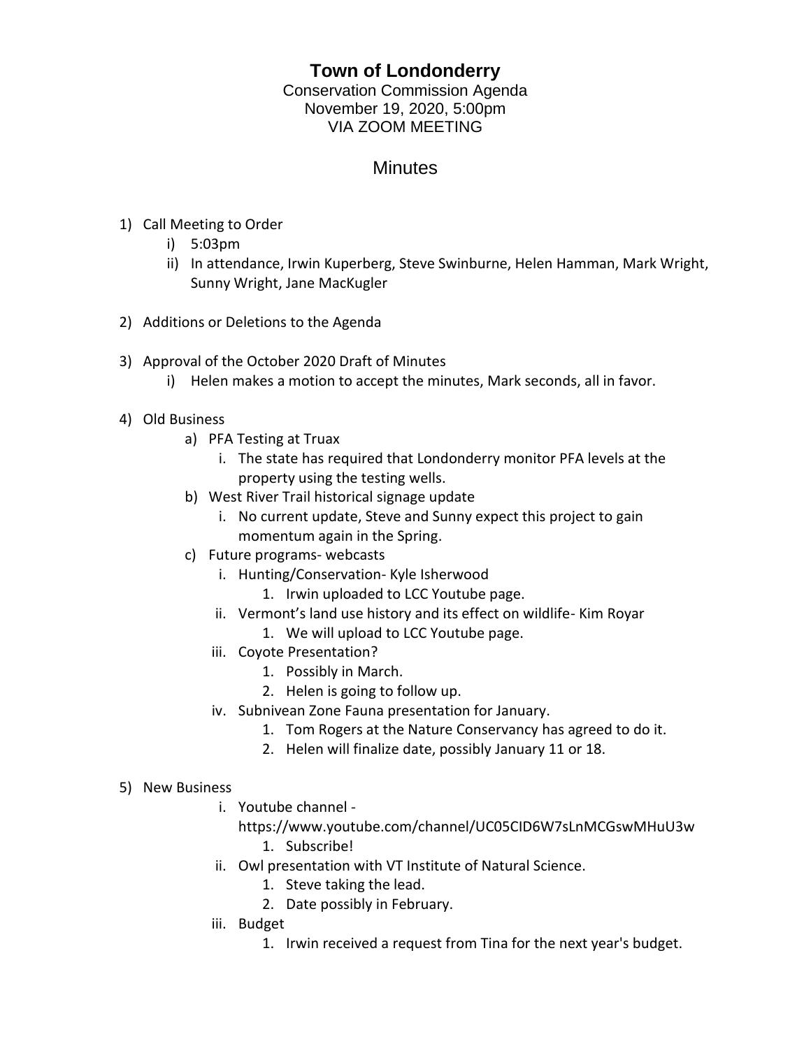# Town of Londonderry

Conservation Commission Agenda
November 19, 2020, 5:00pm
VIA ZOOM MEETING

## Minutes

1) Call Meeting to Order
    i) 5:03pm
    ii) In attendance, Irwin Kuperberg, Steve Swinburne, Helen Hamman, Mark Wright, Sunny Wright, Jane MacKugler

2) Additions or Deletions to the Agenda

3) Approval of the October 2020 Draft of Minutes
    i) Helen makes a motion to accept the minutes, Mark seconds, all in favor.

4) Old Business
    a) PFA Testing at Truax
        i. The state has required that Londonderry monitor PFA levels at the property using the testing wells.
    b) West River Trail historical signage update
        i. No current update, Steve and Sunny expect this project to gain momentum again in the Spring.
    c) Future programs- webcasts
        i. Hunting/Conservation- Kyle Isherwood
            1. Irwin uploaded to LCC Youtube page.
        ii. Vermont's land use history and its effect on wildlife- Kim Royar
            1. We will upload to LCC Youtube page.
        iii. Coyote Presentation?
            1. Possibly in March.
            2. Helen is going to follow up.
        iv. Subnivean Zone Fauna presentation for January.
            1. Tom Rogers at the Nature Conservancy has agreed to do it.
            2. Helen will finalize date, possibly January 11 or 18.

5) New Business
    i. Youtube channel - https://www.youtube.com/channel/UC05CID6W7sLnMCGswMHuU3w
        1. Subscribe!
    ii. Owl presentation with VT Institute of Natural Science.
        1. Steve taking the lead.
        2. Date possibly in February.
    iii. Budget
        1. Irwin received a request from Tina for the next year's budget.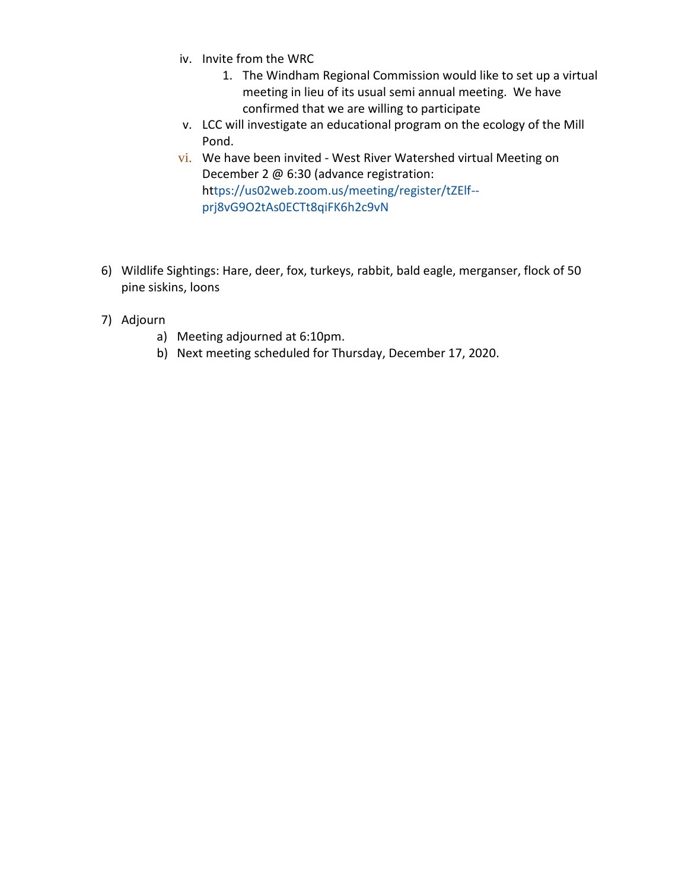iv. Invite from the WRC
      1. The Windham Regional Commission would like to set up a virtual meeting in lieu of its usual semi annual meeting. We have confirmed that we are willing to participate
   v. LCC will investigate an educational program on the ecology of the Mill Pond.
   vi. We have been invited - West River Watershed virtual Meeting on December 2 @ 6:30 (advance registration: https://us02web.zoom.us/meeting/register/tZElf--prj8vG9O2tAs0ECTt8qiFK6h2c9vN

6) Wildlife Sightings: Hare, deer, fox, turkeys, rabbit, bald eagle, merganser, flock of 50 pine siskins, loons

7) Adjourn
   a) Meeting adjourned at 6:10pm.
   b) Next meeting scheduled for Thursday, December 17, 2020.